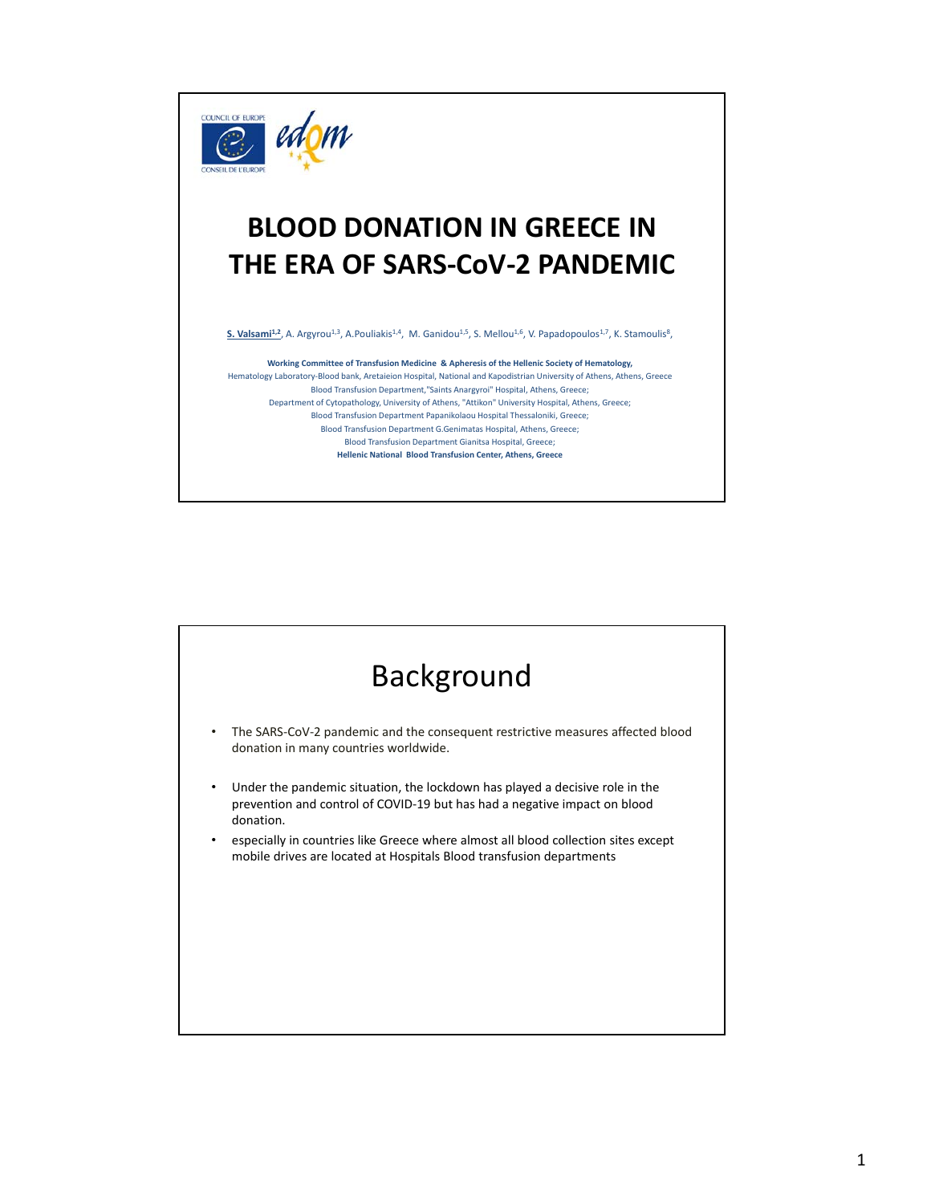COUNCIL OF EUROPE

CONSEIL DE L'EUROPE

edqm

# BLOOD DONATION IN GREECE IN THE ERA OF SARS-CoV-2 PANDEMIC

**S. Valsami**[1,2], A. Argyrou[1,3], A.Pouliakis[1,4], M. Ganidou[1,5], S. Mellou[1,6], V. Papadopoulos[1,7], K. Stamoulis[8],

**Working Committee of Transfusion Medicine & Apheresis of the Hellenic Society of Hematology,**
Hematology Laboratory-Blood bank, Aretaieion Hospital, National and Kapodistrian University of Athens, Athens, Greece
Blood Transfusion Department,"Saints Anargyroi" Hospital, Athens, Greece;
Department of Cytopathology, University of Athens, "Attikon" University Hospital, Athens, Greece;
Blood Transfusion Department Papanikolaou Hospital Thessaloniki, Greece;
Blood Transfusion Department G.Genimatas Hospital, Athens, Greece;
Blood Transfusion Department Gianitsa Hospital, Greece;
**Hellenic National Blood Transfusion Center, Athens, Greece**

## Background

- The SARS-CoV-2 pandemic and the consequent restrictive measures affected blood donation in many countries worldwide.
- Under the pandemic situation, the lockdown has played a decisive role in the prevention and control of COVID-19 but has had a negative impact on blood donation.
- especially in countries like Greece where almost all blood collection sites except mobile drives are located at Hospitals Blood transfusion departments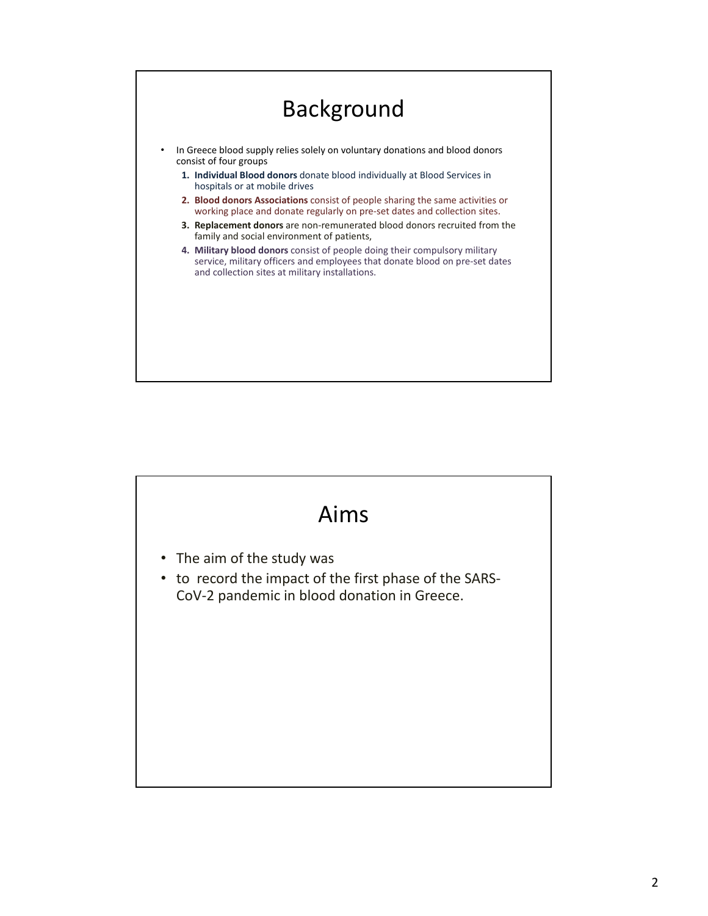# Background

- In Greece blood supply relies solely on voluntary donations and blood donors consist of four groups
  1. **Individual Blood donors** donate blood individually at Blood Services in hospitals or at mobile drives
  2. **Blood donors Associations** consist of people sharing the same activities or working place and donate regularly on pre-set dates and collection sites.
  3. **Replacement donors** are non-remunerated blood donors recruited from the family and social environment of patients,
  4. **Military blood donors** consist of people doing their compulsory military service, military officers and employees that donate blood on pre-set dates and collection sites at military installations.

# Aims

- The aim of the study was
- to record the impact of the first phase of the SARS-CoV-2 pandemic in blood donation in Greece.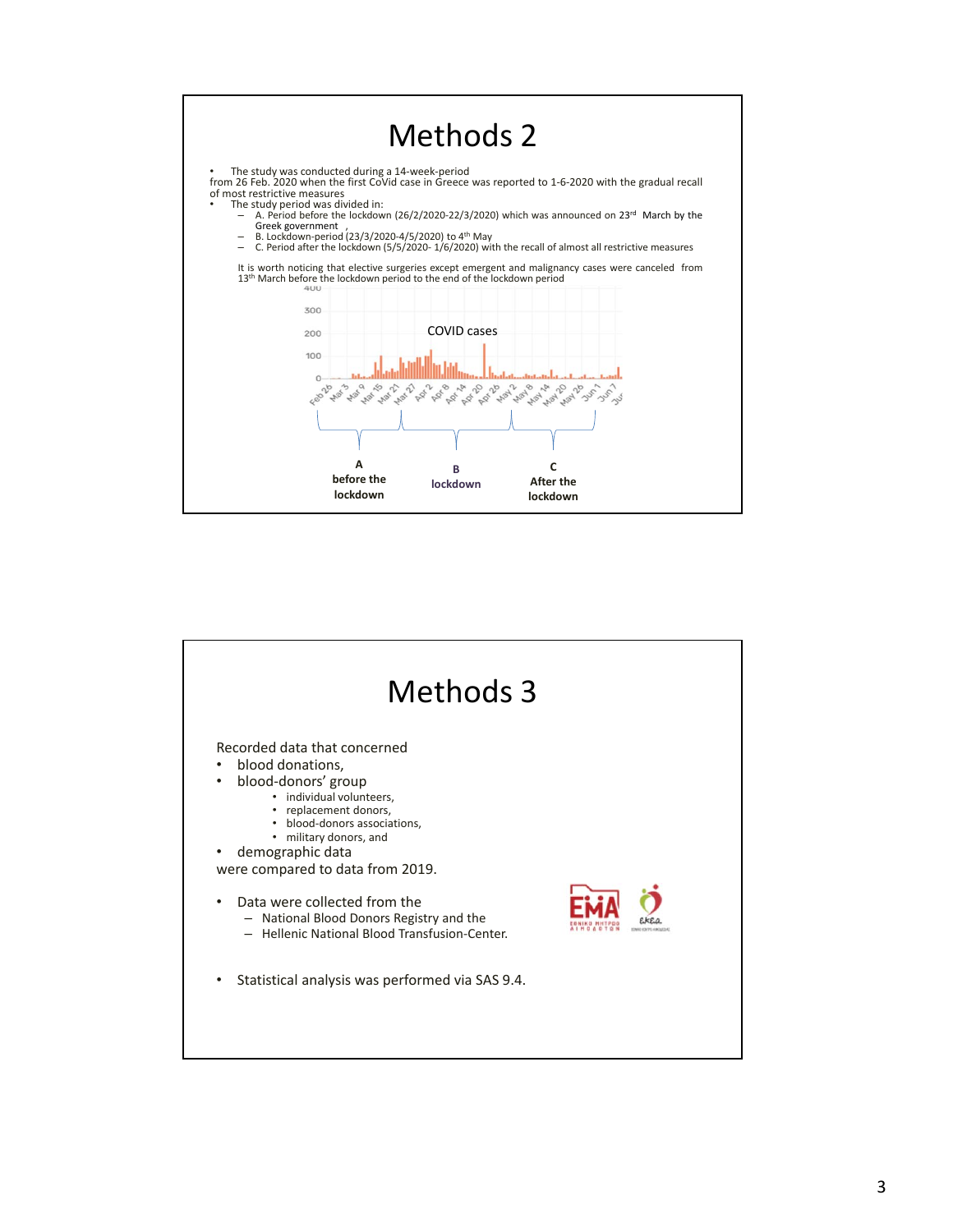# Methods 2

- The study was conducted during a 14-week-period from 26 Feb. 2020 when the first CoVid case in Greece was reported to 1-6-2020 with the gradual recall of most restrictive measures
- The study period was divided in:
  - A. Period before the lockdown (26/2/2020-22/3/2020) which was announced on 23rd March by the Greek government ,
  - B. Lockdown-period (23/3/2020-4/5/2020) to 4th May
  - C. Period after the lockdown (5/5/2020- 1/6/2020) with the recall of almost all restrictive measures

It is worth noticing that elective surgeries except emergent and malignancy cases were canceled from 13th March before the lockdown period to the end of the lockdown period

COVID cases

A before the lockdown | B lockdown | C After the lockdown

# Methods 3

Recorded data that concerned

- blood donations,
- blood-donors' group
  - individual volunteers,
  - replacement donors,
  - blood-donors associations,
  - military donors, and
- demographic data

were compared to data from 2019.

- Data were collected from the
  - National Blood Donors Registry and the
  - Hellenic National Blood Transfusion-Center.

- Statistical analysis was performed via SAS 9.4.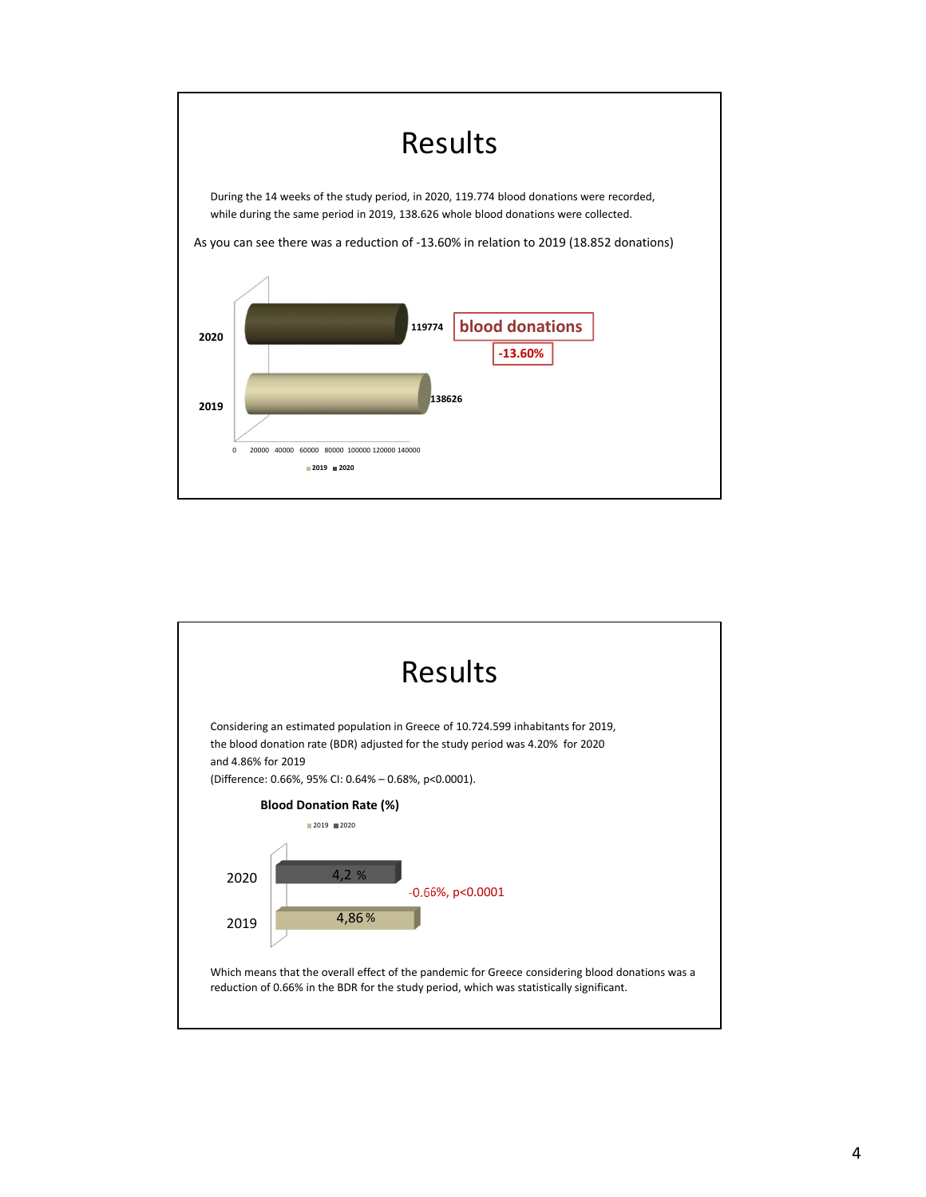# Results

During the 14 weeks of the study period, in 2020, 119.774 blood donations were recorded, while during the same period in 2019, 138.626 whole blood donations were collected.

As you can see there was a reduction of -13.60% in relation to 2019 (18.852 donations)

2020 — 119774

2019 — 138626

**blood donations**

**-13.60%**

0 20000 40000 60000 80000 100000 120000 140000

2019 2020

# Results

Considering an estimated population in Greece of 10.724.599 inhabitants for 2019, the blood donation rate (BDR) adjusted for the study period was 4.20% for 2020 and 4.86% for 2019

(Difference: 0.66%, 95% CI: 0.64% – 0.68%, p<0.0001).

**Blood Donation Rate (%)**

2019 2020

2020 — 4,2 %

2019 — 4,86 %

-0.66%, p<0.0001

Which means that the overall effect of the pandemic for Greece considering blood donations was a reduction of 0.66% in the BDR for the study period, which was statistically significant.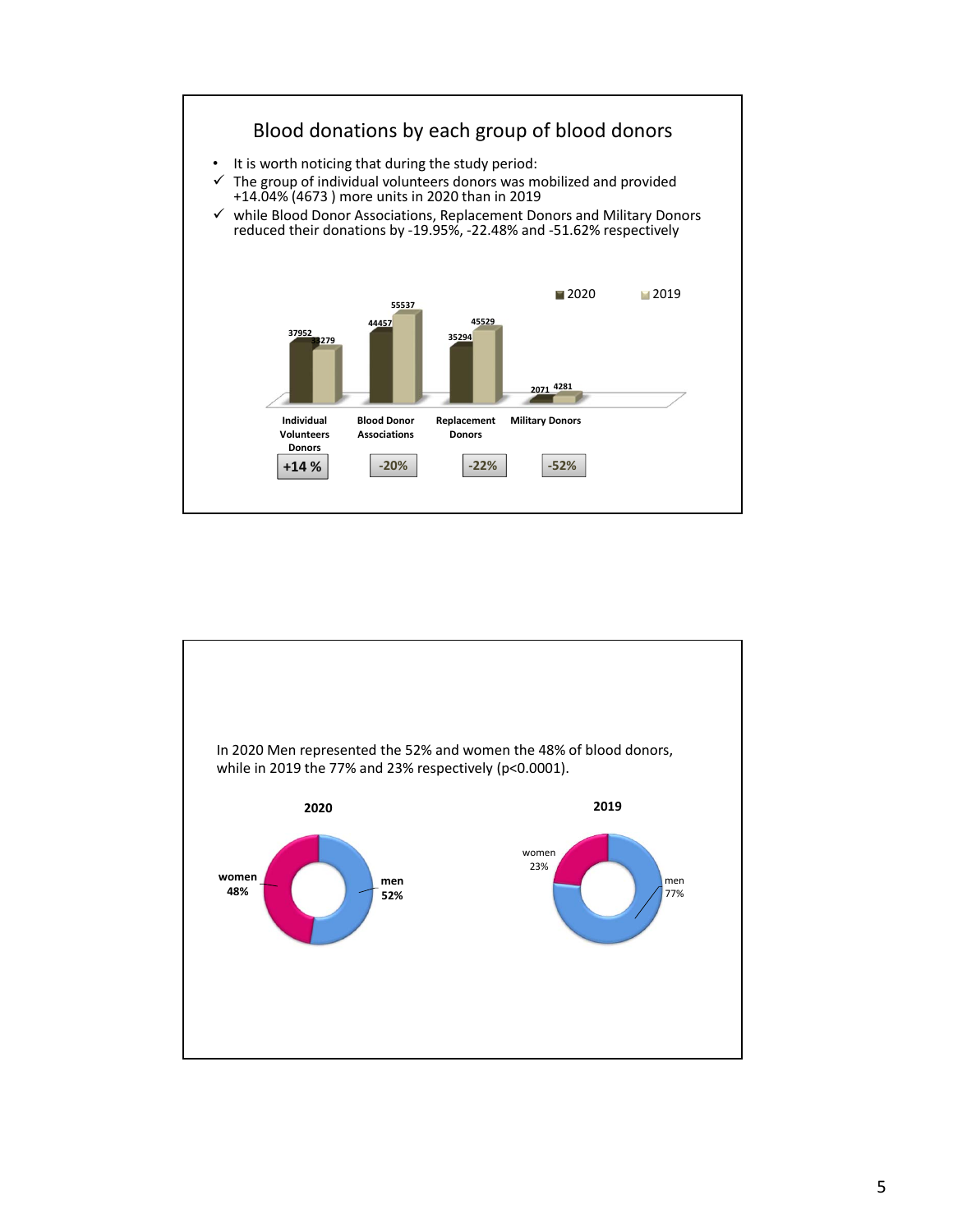## Blood donations by each group of blood donors

- It is worth noticing that during the study period:
- ✓ The group of individual volunteers donors was mobilized and provided +14.04% (4673 ) more units in 2020 than in 2019
- ✓ while Blood Donor Associations, Replacement Donors and Military Donors reduced their donations by -19.95%, -22.48% and -51.62% respectively

| | Individual Volunteers Donors | Blood Donor Associations | Replacement Donors | Military Donors |
|---|---|---|---|---|
| 2020 | 37952 | 44457 | 35294 | 2071 |
| 2019 | 33279 | 55537 | 45529 | 4281 |
| Change | +14 % | -20% | -22% | -52% |

In 2020 Men represented the 52% and women the 48% of blood donors, while in 2019 the 77% and 23% respectively ($p<0.0001$).

| | 2020 | 2019 |
|---|---|---|
| men | 52% | 77% |
| women | 48% | 23% |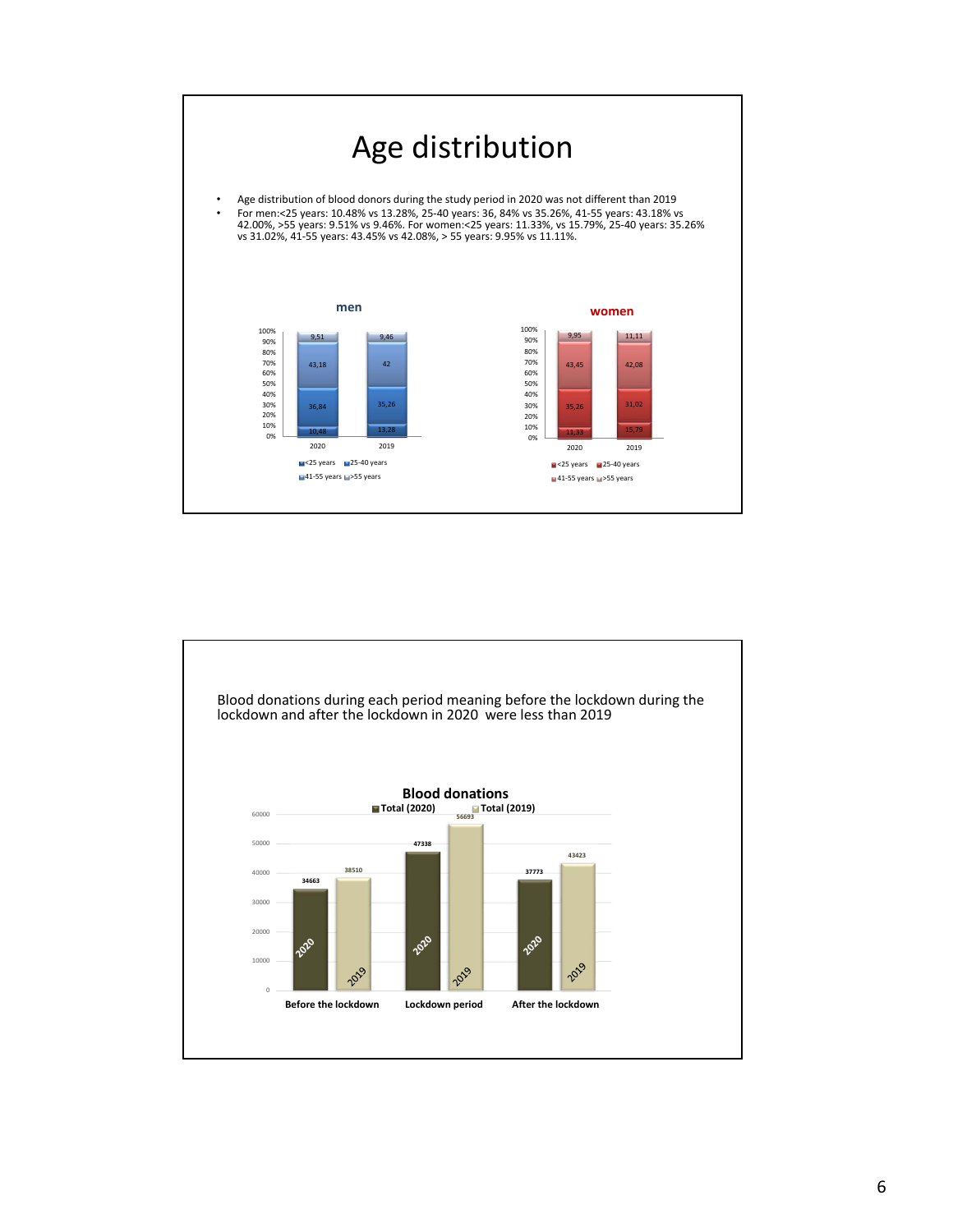# Age distribution

- Age distribution of blood donors during the study period in 2020 was not different than 2019
- For men:<25 years: 10.48% vs 13.28%, 25-40 years: 36, 84% vs 35.26%, 41-55 years: 43.18% vs 42.00%, >55 years: 9.51% vs 9.46%. For women:<25 years: 11.33%, vs 15.79%, 25-40 years: 35.26% vs 31.02%, 41-55 years: 43.45% vs 42.08%, > 55 years: 9.95% vs 11.11%.

**men**

| | 2020 | 2019 |
|---|---|---|
| <25 years | 10,48 | 13,28 |
| 25-40 years | 36,84 | 35,26 |
| 41-55 years | 43,18 | 42 |
| >55 years | 9,51 | 9,46 |

**women**

| | 2020 | 2019 |
|---|---|---|
| <25 years | 11,33 | 15,79 |
| 25-40 years | 35,26 | 31,02 |
| 41-55 years | 43,45 | 42,08 |
| >55 years | 9,95 | 11,11 |

Blood donations during each period meaning before the lockdown during the lockdown and after the lockdown in 2020 were less than 2019

**Blood donations**

| | Total (2020) | Total (2019) |
|---|---|---|
| Before the lockdown | 34663 | 38510 |
| Lockdown period | 47338 | 56693 |
| After the lockdown | 37773 | 43423 |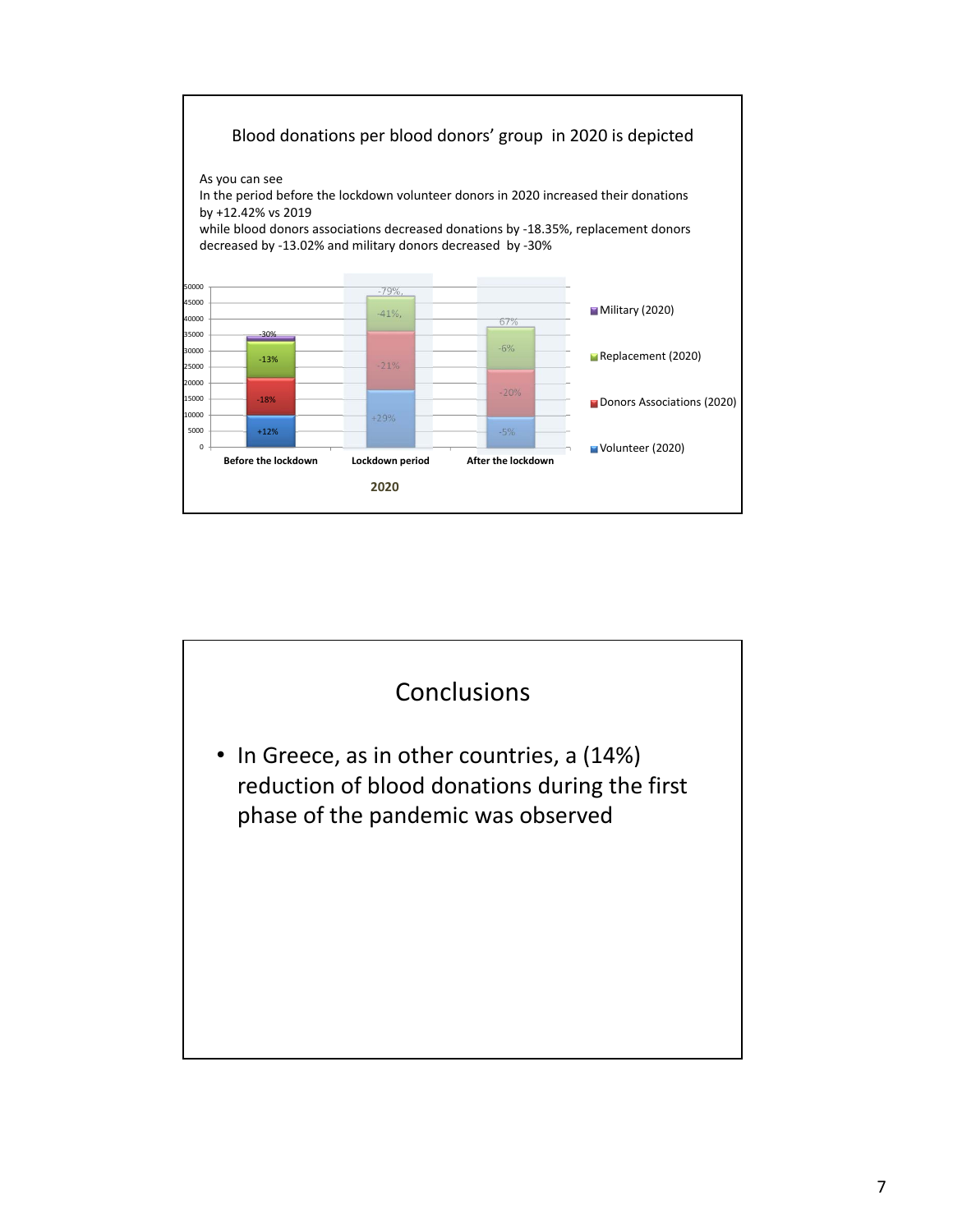## Blood donations per blood donors' group in 2020 is depicted

As you can see
In the period before the lockdown volunteer donors in 2020 increased their donations by +12.42% vs 2019
while blood donors associations decreased donations by -18.35%, replacement donors decreased by -13.02% and military donors decreased by -30%

| | Volunteer (2020) | Donors Associations (2020) | Replacement (2020) | Military (2020) |
|---|---|---|---|---|
| Before the lockdown | +12% | -18% | -13% | -30% |
| Lockdown period | +29% | -21% | -41% | -79% |
| After the lockdown | -5% | -20% | -6% | 67% |

2020

## Conclusions

- In Greece, as in other countries, a (14%) reduction of blood donations during the first phase of the pandemic was observed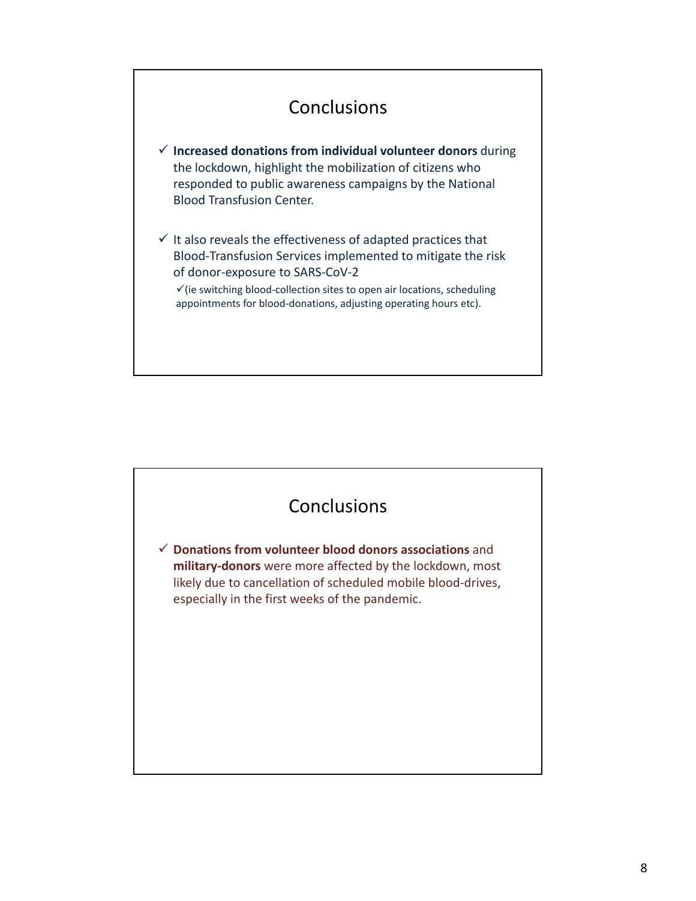## Conclusions

- ✓ **Increased donations from individual volunteer donors** during the lockdown, highlight the mobilization of citizens who responded to public awareness campaigns by the National Blood Transfusion Center.
- ✓ It also reveals the effectiveness of adapted practices that Blood-Transfusion Services implemented to mitigate the risk of donor-exposure to SARS-CoV-2
  - ✓(ie switching blood-collection sites to open air locations, scheduling appointments for blood-donations, adjusting operating hours etc).

## Conclusions

- ✓ **Donations from volunteer blood donors associations** and **military-donors** were more affected by the lockdown, most likely due to cancellation of scheduled mobile blood-drives, especially in the first weeks of the pandemic.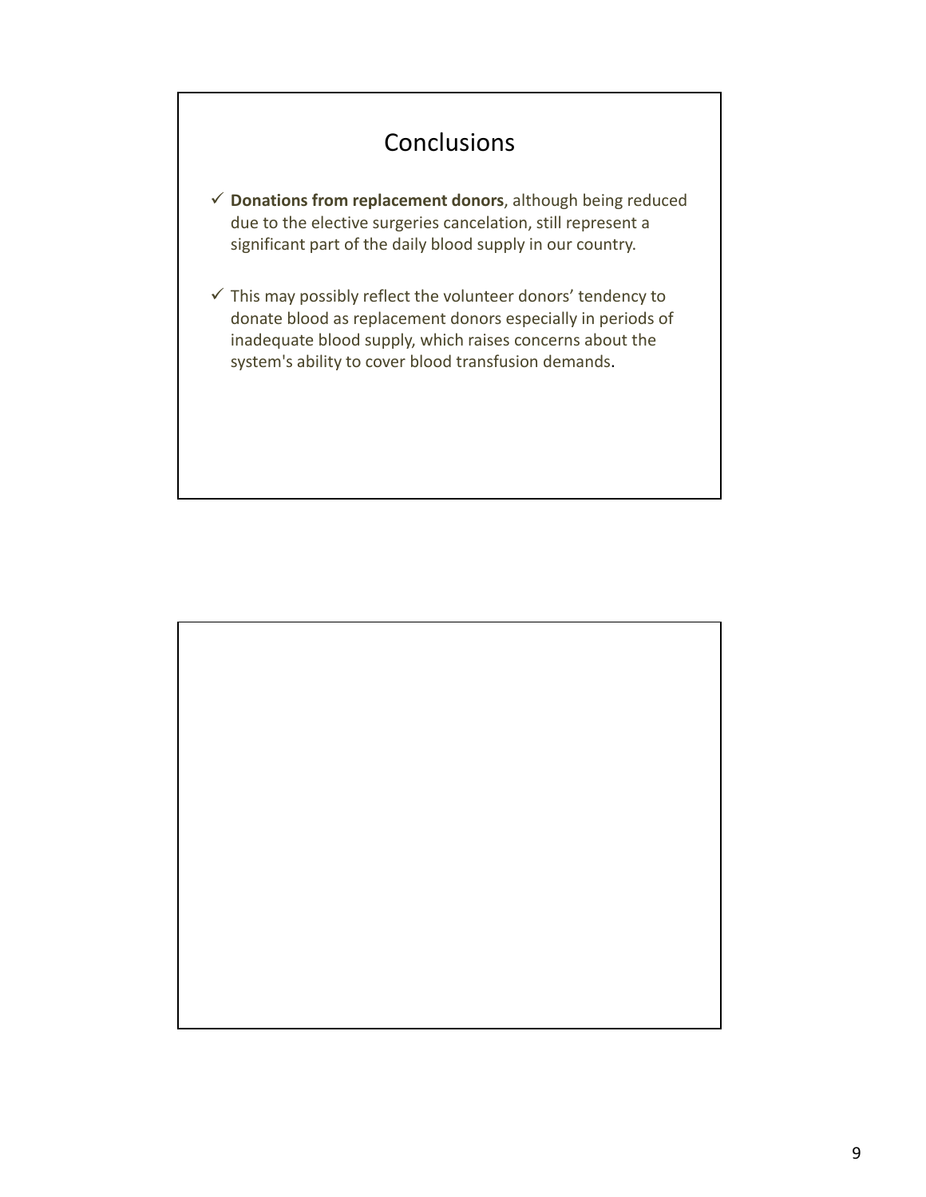# Conclusions

- ✓ **Donations from replacement donors**, although being reduced due to the elective surgeries cancelation, still represent a significant part of the daily blood supply in our country.
- ✓ This may possibly reflect the volunteer donors' tendency to donate blood as replacement donors especially in periods of inadequate blood supply, which raises concerns about the system's ability to cover blood transfusion demands.